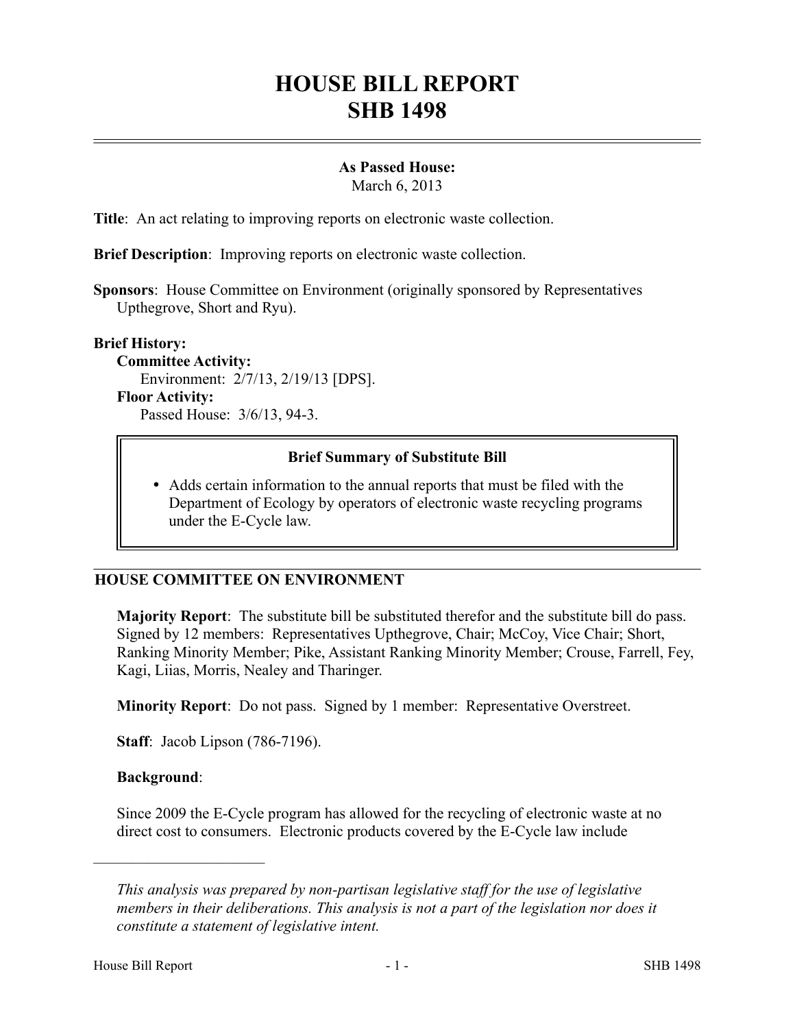# HOUSE BILL REPORT
# SHB 1498

**As Passed House:**
March 6, 2013

**Title**: An act relating to improving reports on electronic waste collection.

**Brief Description**: Improving reports on electronic waste collection.

**Sponsors**: House Committee on Environment (originally sponsored by Representatives Upthegrove, Short and Ryu).

**Brief History:**

**Committee Activity:**
Environment: 2/7/13, 2/19/13 [DPS].

**Floor Activity:**
Passed House: 3/6/13, 94-3.

> **Brief Summary of Substitute Bill**
>
> - Adds certain information to the annual reports that must be filed with the Department of Ecology by operators of electronic waste recycling programs under the E-Cycle law.

## HOUSE COMMITTEE ON ENVIRONMENT

**Majority Report**: The substitute bill be substituted therefor and the substitute bill do pass. Signed by 12 members: Representatives Upthegrove, Chair; McCoy, Vice Chair; Short, Ranking Minority Member; Pike, Assistant Ranking Minority Member; Crouse, Farrell, Fey, Kagi, Liias, Morris, Nealey and Tharinger.

**Minority Report**: Do not pass. Signed by 1 member: Representative Overstreet.

**Staff**: Jacob Lipson (786-7196).

**Background**:

Since 2009 the E-Cycle program has allowed for the recycling of electronic waste at no direct cost to consumers. Electronic products covered by the E-Cycle law include

---

*This analysis was prepared by non-partisan legislative staff for the use of legislative members in their deliberations. This analysis is not a part of the legislation nor does it constitute a statement of legislative intent.*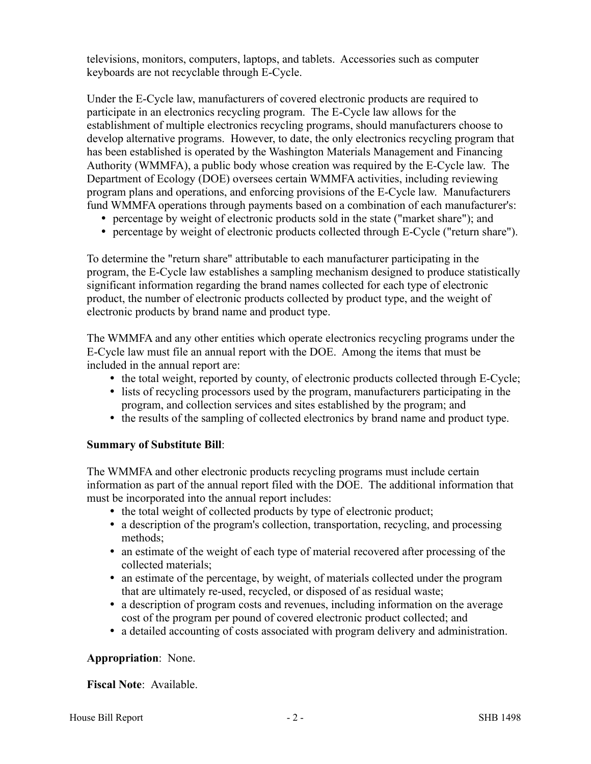televisions, monitors, computers, laptops, and tablets. Accessories such as computer keyboards are not recyclable through E-Cycle.

Under the E-Cycle law, manufacturers of covered electronic products are required to participate in an electronics recycling program. The E-Cycle law allows for the establishment of multiple electronics recycling programs, should manufacturers choose to develop alternative programs. However, to date, the only electronics recycling program that has been established is operated by the Washington Materials Management and Financing Authority (WMMFA), a public body whose creation was required by the E-Cycle law. The Department of Ecology (DOE) oversees certain WMMFA activities, including reviewing program plans and operations, and enforcing provisions of the E-Cycle law. Manufacturers fund WMMFA operations through payments based on a combination of each manufacturer's:

- percentage by weight of electronic products sold in the state ("market share"); and
- percentage by weight of electronic products collected through E-Cycle ("return share").

To determine the "return share" attributable to each manufacturer participating in the program, the E-Cycle law establishes a sampling mechanism designed to produce statistically significant information regarding the brand names collected for each type of electronic product, the number of electronic products collected by product type, and the weight of electronic products by brand name and product type.

The WMMFA and any other entities which operate electronics recycling programs under the E-Cycle law must file an annual report with the DOE. Among the items that must be included in the annual report are:

- the total weight, reported by county, of electronic products collected through E-Cycle;
- lists of recycling processors used by the program, manufacturers participating in the program, and collection services and sites established by the program; and
- the results of the sampling of collected electronics by brand name and product type.

**Summary of Substitute Bill**:

The WMMFA and other electronic products recycling programs must include certain information as part of the annual report filed with the DOE. The additional information that must be incorporated into the annual report includes:

- the total weight of collected products by type of electronic product;
- a description of the program's collection, transportation, recycling, and processing methods;
- an estimate of the weight of each type of material recovered after processing of the collected materials;
- an estimate of the percentage, by weight, of materials collected under the program that are ultimately re-used, recycled, or disposed of as residual waste;
- a description of program costs and revenues, including information on the average cost of the program per pound of covered electronic product collected; and
- a detailed accounting of costs associated with program delivery and administration.

**Appropriation**: None.

**Fiscal Note**: Available.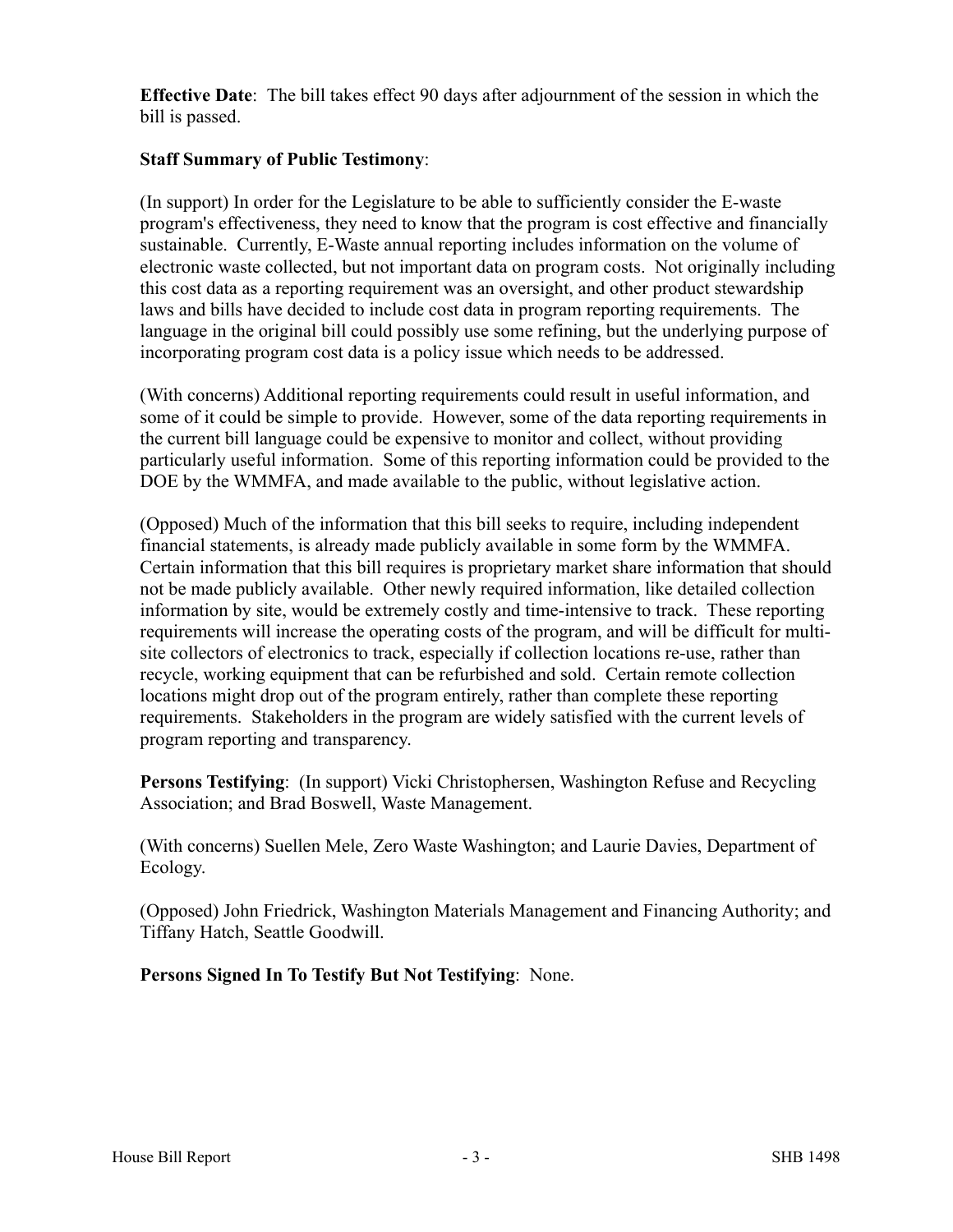**Effective Date**: The bill takes effect 90 days after adjournment of the session in which the bill is passed.

**Staff Summary of Public Testimony**:

(In support) In order for the Legislature to be able to sufficiently consider the E-waste program's effectiveness, they need to know that the program is cost effective and financially sustainable. Currently, E-Waste annual reporting includes information on the volume of electronic waste collected, but not important data on program costs. Not originally including this cost data as a reporting requirement was an oversight, and other product stewardship laws and bills have decided to include cost data in program reporting requirements. The language in the original bill could possibly use some refining, but the underlying purpose of incorporating program cost data is a policy issue which needs to be addressed.

(With concerns) Additional reporting requirements could result in useful information, and some of it could be simple to provide. However, some of the data reporting requirements in the current bill language could be expensive to monitor and collect, without providing particularly useful information. Some of this reporting information could be provided to the DOE by the WMMFA, and made available to the public, without legislative action.

(Opposed) Much of the information that this bill seeks to require, including independent financial statements, is already made publicly available in some form by the WMMFA. Certain information that this bill requires is proprietary market share information that should not be made publicly available. Other newly required information, like detailed collection information by site, would be extremely costly and time-intensive to track. These reporting requirements will increase the operating costs of the program, and will be difficult for multi-site collectors of electronics to track, especially if collection locations re-use, rather than recycle, working equipment that can be refurbished and sold. Certain remote collection locations might drop out of the program entirely, rather than complete these reporting requirements. Stakeholders in the program are widely satisfied with the current levels of program reporting and transparency.

**Persons Testifying**: (In support) Vicki Christophersen, Washington Refuse and Recycling Association; and Brad Boswell, Waste Management.

(With concerns) Suellen Mele, Zero Waste Washington; and Laurie Davies, Department of Ecology.

(Opposed) John Friedrick, Washington Materials Management and Financing Authority; and Tiffany Hatch, Seattle Goodwill.

**Persons Signed In To Testify But Not Testifying**: None.